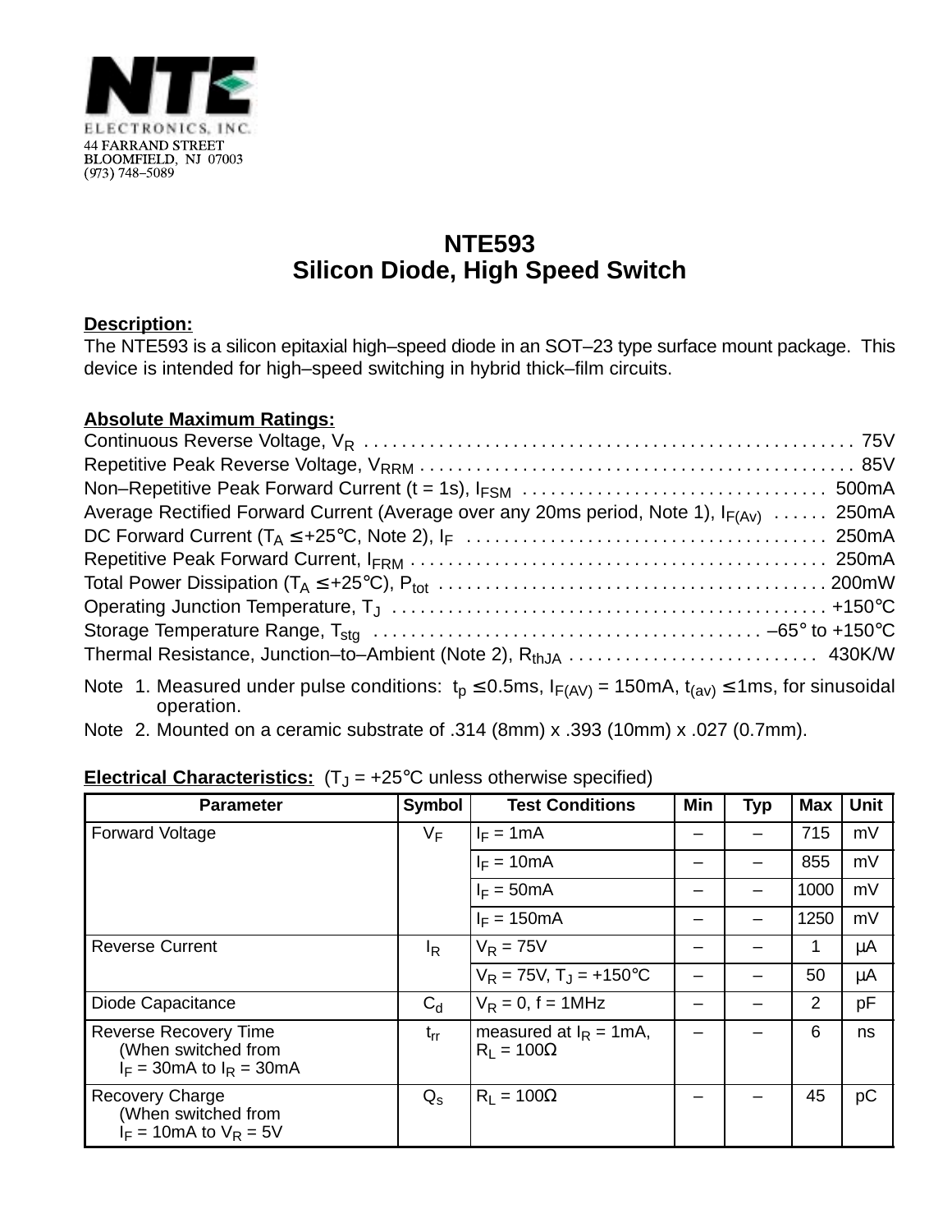NTE ELECTRONICS, INC.
44 FARRAND STREET
BLOOMFIELD, NJ 07003
(973) 748–5089

# NTE593
## Silicon Diode, High Speed Switch

**Description:**
The NTE593 is a silicon epitaxial high–speed diode in an SOT–23 type surface mount package. This device is intended for high–speed switching in hybrid thick–film circuits.

**Absolute Maximum Ratings:**

Continuous Reverse Voltage, $V_R$ . . . . . . . . . . 75V
Repetitive Peak Reverse Voltage, $V_{RRM}$ . . . . . . . . . . 85V
Non–Repetitive Peak Forward Current (t = 1s), $I_{FSM}$ . . . . . . . . . . 500mA
Average Rectified Forward Current (Average over any 20ms period, Note 1), $I_{F(Av)}$ . . . . . . 250mA
DC Forward Current ($T_A \le +25°C$, Note 2), $I_F$ . . . . . . . . . . 250mA
Repetitive Peak Forward Current, $I_{FRM}$ . . . . . . . . . . 250mA
Total Power Dissipation ($T_A \le +25°C$), $P_{tot}$ . . . . . . . . . . 200mW
Operating Junction Temperature, $T_J$ . . . . . . . . . . +150°C
Storage Temperature Range, $T_{stg}$ . . . . . . . . . . –65° to +150°C
Thermal Resistance, Junction–to–Ambient (Note 2), $R_{thJA}$ . . . . . . . . . . 430K/W

Note 1. Measured under pulse conditions: $t_p \le 0.5ms$, $I_{F(AV)}$ = 150mA, $t_{(av)} \le 1ms$, for sinusoidal operation.

Note 2. Mounted on a ceramic substrate of .314 (8mm) x .393 (10mm) x .027 (0.7mm).

**Electrical Characteristics:** ($T_J$ = +25°C unless otherwise specified)

| Parameter | Symbol | Test Conditions | Min | Typ | Max | Unit |
|---|---|---|---|---|---|---|
| Forward Voltage | $V_F$ | $I_F$ = 1mA | – | – | 715 | mV |
| | | $I_F$ = 10mA | – | – | 855 | mV |
| | | $I_F$ = 50mA | – | – | 1000 | mV |
| | | $I_F$ = 150mA | – | – | 1250 | mV |
| Reverse Current | $I_R$ | $V_R$ = 75V | – | – | 1 | μA |
| | | $V_R$ = 75V, $T_J$ = +150°C | – | – | 50 | μA |
| Diode Capacitance | $C_d$ | $V_R$ = 0, f = 1MHz | – | – | 2 | pF |
| Reverse Recovery Time (When switched from $I_F$ = 30mA to $I_R$ = 30mA | $t_{rr}$ | measured at $I_R$ = 1mA, $R_L$ = 100Ω | – | – | 6 | ns |
| Recovery Charge (When switched from $I_F$ = 10mA to $V_R$ = 5V | $Q_s$ | $R_L$ = 100Ω | – | – | 45 | pC |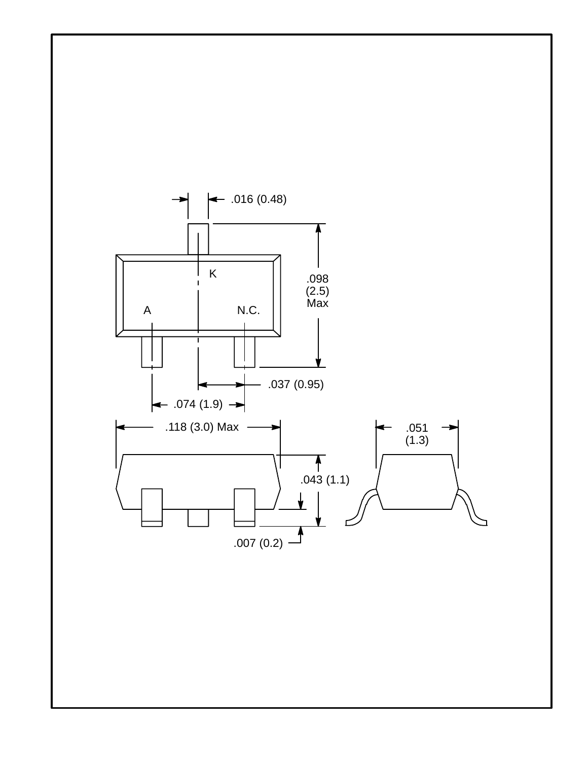.016 (0.48)

K

A

N.C.

.098
(2.5)
Max

.037 (0.95)

.074 (1.9)

.118 (3.0) Max

.051
(1.3)

.043 (1.1)

.007 (0.2)